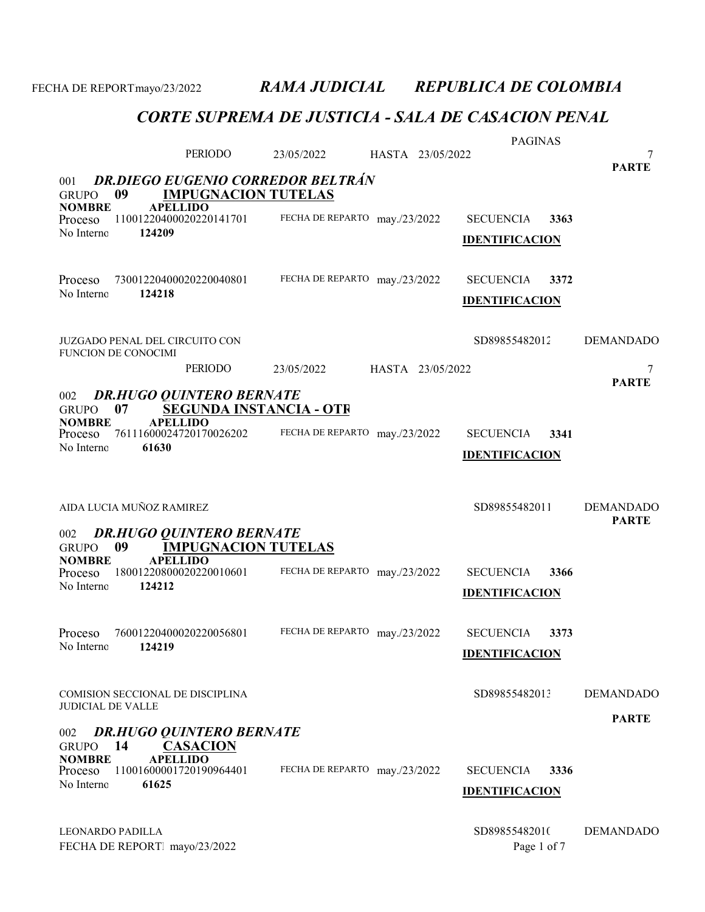FECHA DE REPORT mayo/23/2022 ***RAMA JUDICIAL REPUBLICA DE COLOMBIA***

## *CORTE SUPREMA DE JUSTICIA - SALA DE CASACION PENAL*

PERIODO 23/05/2022 HASTA 23/05/2022 PAGINAS 7

**PARTE**

### 001 *DR.DIEGO EUGENIO CORREDOR BELTRÁN*

GRUPO **09** **IMPUGNACION TUTELAS**

**NOMBRE** **APELLIDO**

| | | | | | |
|---|---|---|---|---|---|
| Proceso | 11001220400020220141701 | FECHA DE REPARTO | may./23/2022 | SECUENCIA | **3363** |
| No Interno | **124209** | | | **IDENTIFICACION** | |
| Proceso | 73001220400020220040801 | FECHA DE REPARTO | may./23/2022 | SECUENCIA | **3372** |
| No Interno | **124218** | | | **IDENTIFICACION** | |

JUZGADO PENAL DEL CIRCUITO CON FUNCION DE CONOCIMI — SD89855482012 — DEMANDADO

PERIODO 23/05/2022 HASTA 23/05/2022 7

**PARTE**

### 002 *DR.HUGO QUINTERO BERNATE*

GRUPO **07** **SEGUNDA INSTANCIA - OTR**

**NOMBRE** **APELLIDO**

| | | | | | |
|---|---|---|---|---|---|
| Proceso | 76111600024720170026202 | FECHA DE REPARTO | may./23/2022 | SECUENCIA | **3341** |
| No Interno | **61630** | | | **IDENTIFICACION** | |

AIDA LUCIA MUÑOZ RAMIREZ — SD89855482011 — DEMANDADO

**PARTE**

### 002 *DR.HUGO QUINTERO BERNATE*

GRUPO **09** **IMPUGNACION TUTELAS**

**NOMBRE** **APELLIDO**

| | | | | | |
|---|---|---|---|---|---|
| Proceso | 18001220800020220010601 | FECHA DE REPARTO | may./23/2022 | SECUENCIA | **3366** |
| No Interno | **124212** | | | **IDENTIFICACION** | |
| Proceso | 76001220400020220056801 | FECHA DE REPARTO | may./23/2022 | SECUENCIA | **3373** |
| No Interno | **124219** | | | **IDENTIFICACION** | |

COMISION SECCIONAL DE DISCIPLINA JUDICIAL DE VALLE — SD89855482013 — DEMANDADO

**PARTE**

### 002 *DR.HUGO QUINTERO BERNATE*

GRUPO **14** **CASACION**

**NOMBRE** **APELLIDO**

| | | | | | |
|---|---|---|---|---|---|
| Proceso | 11001600001720190964401 | FECHA DE REPARTO | may./23/2022 | SECUENCIA | **3336** |
| No Interno | **61625** | | | **IDENTIFICACION** | |

LEONARDO PADILLA — SD89855482010 — DEMANDADO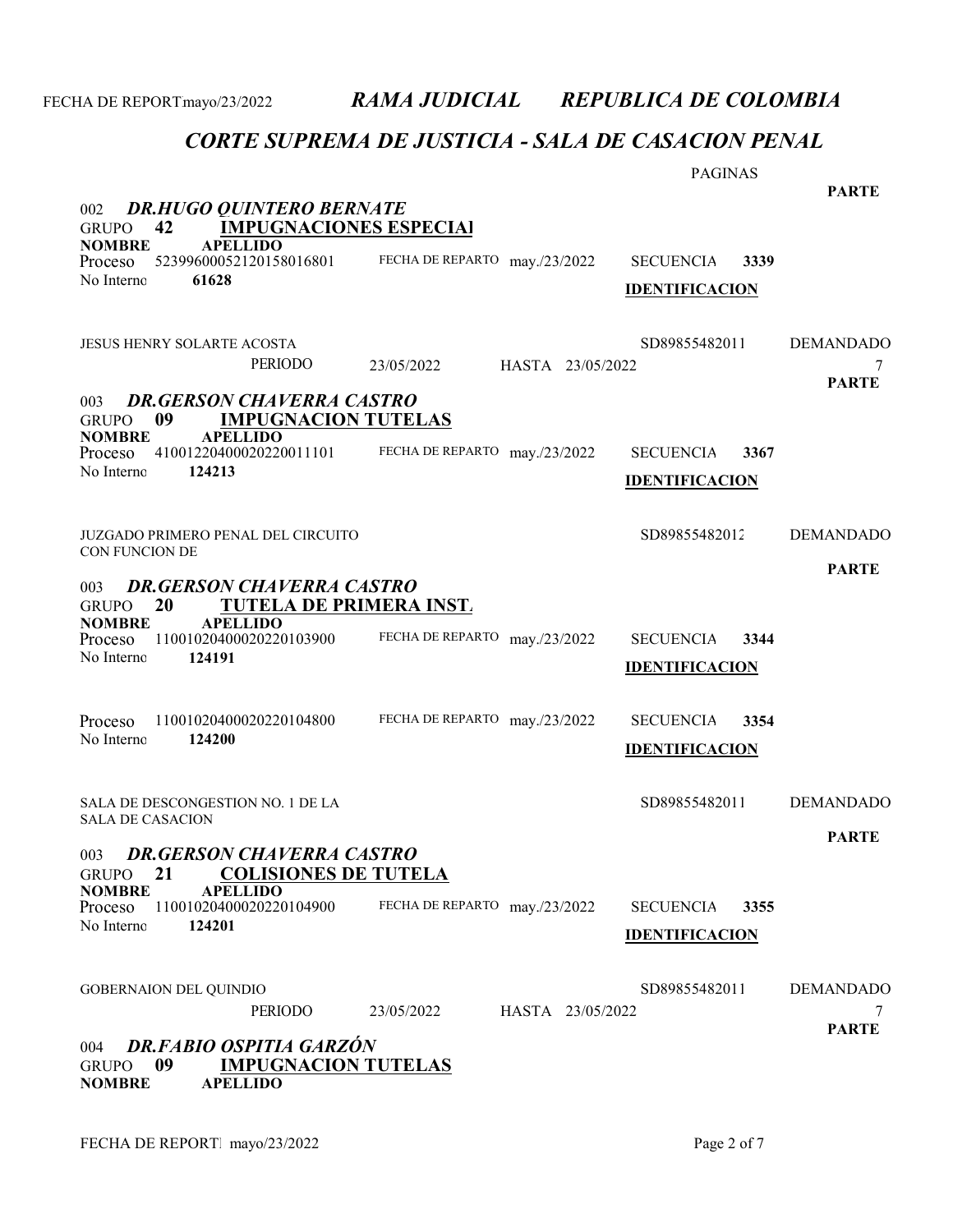# RAMA JUDICIAL — REPUBLICA DE COLOMBIA

## CORTE SUPREMA DE JUSTICIA - SALA DE CASACION PENAL

FECHA DE REPORT mayo/23/2022

PAGINAS

### 002 *DR.HUGO QUINTERO BERNATE*

**GRUPO 42** **IMPUGNACIONES ESPECIAI**

**NOMBRE** **APELLIDO**

Proceso 52399600052120158016801 — FECHA DE REPARTO may./23/2022 — SECUENCIA **3339**
No Interno **61628**

**IDENTIFICACION** — **PARTE**

| NOMBRE | IDENTIFICACION | PARTE |
|---|---|---|
| JESUS HENRY SOLARTE ACOSTA | SD89855482011 | DEMANDADO |

PERIODO 23/05/2022 HASTA 23/05/2022 — 7

### 003 *DR.GERSON CHAVERRA CASTRO*

**GRUPO 09** **IMPUGNACION TUTELAS**

**NOMBRE** **APELLIDO**

Proceso 41001220400020220011101 — FECHA DE REPARTO may./23/2022 — SECUENCIA **3367**
No Interno **124213**

**IDENTIFICACION** — **PARTE**

| NOMBRE | IDENTIFICACION | PARTE |
|---|---|---|
| JUZGADO PRIMERO PENAL DEL CIRCUITO CON FUNCION DE | SD89855482012 | DEMANDADO |

### 003 *DR.GERSON CHAVERRA CASTRO*

**GRUPO 20** **TUTELA DE PRIMERA INST.**

**NOMBRE** **APELLIDO**

Proceso 11001020400020220103900 — FECHA DE REPARTO may./23/2022 — SECUENCIA **3344**
No Interno **124191**

**IDENTIFICACION**

Proceso 11001020400020220104800 — FECHA DE REPARTO may./23/2022 — SECUENCIA **3354**
No Interno **124200**

**IDENTIFICACION** — **PARTE**

| NOMBRE | IDENTIFICACION | PARTE |
|---|---|---|
| SALA DE DESCONGESTION NO. 1 DE LA SALA DE CASACION | SD89855482011 | DEMANDADO |

### 003 *DR.GERSON CHAVERRA CASTRO*

**GRUPO 21** **COLISIONES DE TUTELA**

**NOMBRE** **APELLIDO**

Proceso 11001020400020220104900 — FECHA DE REPARTO may./23/2022 — SECUENCIA **3355**
No Interno **124201**

**IDENTIFICACION** — **PARTE**

| NOMBRE | IDENTIFICACION | PARTE |
|---|---|---|
| GOBERNAION DEL QUINDIO | SD89855482011 | DEMANDADO |

PERIODO 23/05/2022 HASTA 23/05/2022 — 7

### 004 *DR.FABIO OSPITIA GARZÓN*

**GRUPO 09** **IMPUGNACION TUTELAS**

**NOMBRE** **APELLIDO** — **PARTE**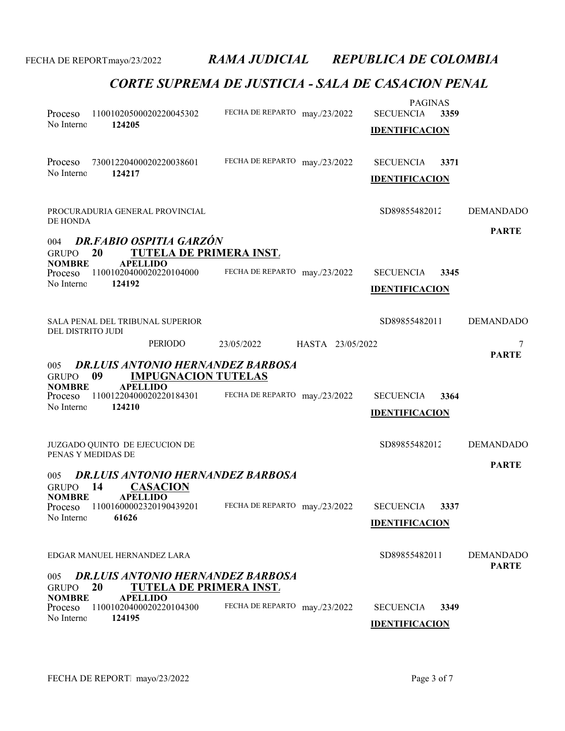## CORTE SUPREMA DE JUSTICIA - SALA DE CASACION PENAL

PAGINAS

Proceso 11001020500020220045302 FECHA DE REPARTO may./23/2022 SECUENCIA **3359**
No Interno **124205**
**IDENTIFICACION**

Proceso 73001220400020220038601 FECHA DE REPARTO may./23/2022 SECUENCIA **3371**
No Interno **124217**
**IDENTIFICACION**

PROCURADURIA GENERAL PROVINCIAL DE HONDA — SD89855482012 — DEMANDADO

**PARTE**

### 004 *DR.FABIO OSPITIA GARZÓN*

GRUPO **20** **TUTELA DE PRIMERA INST.**

**NOMBRE** **APELLIDO**

Proceso 11001020400020220104000 FECHA DE REPARTO may./23/2022 SECUENCIA **3345**
No Interno **124192**
**IDENTIFICACION**

SALA PENAL DEL TRIBUNAL SUPERIOR DEL DISTRITO JUDI — SD89855482011 — DEMANDADO

PERIODO 23/05/2022 HASTA 23/05/2022

**PARTE**

### 005 *DR.LUIS ANTONIO HERNANDEZ BARBOSA*

GRUPO **09** **IMPUGNACION TUTELAS**

**NOMBRE** **APELLIDO**

Proceso 11001220400020220184301 FECHA DE REPARTO may./23/2022 SECUENCIA **3364**
No Interno **124210**
**IDENTIFICACION**

JUZGADO QUINTO DE EJECUCION DE PENAS Y MEDIDAS DE — SD89855482012 — DEMANDADO

**PARTE**

### 005 *DR.LUIS ANTONIO HERNANDEZ BARBOSA*

GRUPO **14** **CASACION**

**NOMBRE** **APELLIDO**

Proceso 11001600002320190439201 FECHA DE REPARTO may./23/2022 SECUENCIA **3337**
No Interno **61626**
**IDENTIFICACION**

EDGAR MANUEL HERNANDEZ LARA — SD89855482011 — DEMANDADO

**PARTE**

### 005 *DR.LUIS ANTONIO HERNANDEZ BARBOSA*

GRUPO **20** **TUTELA DE PRIMERA INST.**

**NOMBRE** **APELLIDO**

Proceso 11001020400020220104300 FECHA DE REPARTO may./23/2022 SECUENCIA **3349**
No Interno **124195**
**IDENTIFICACION**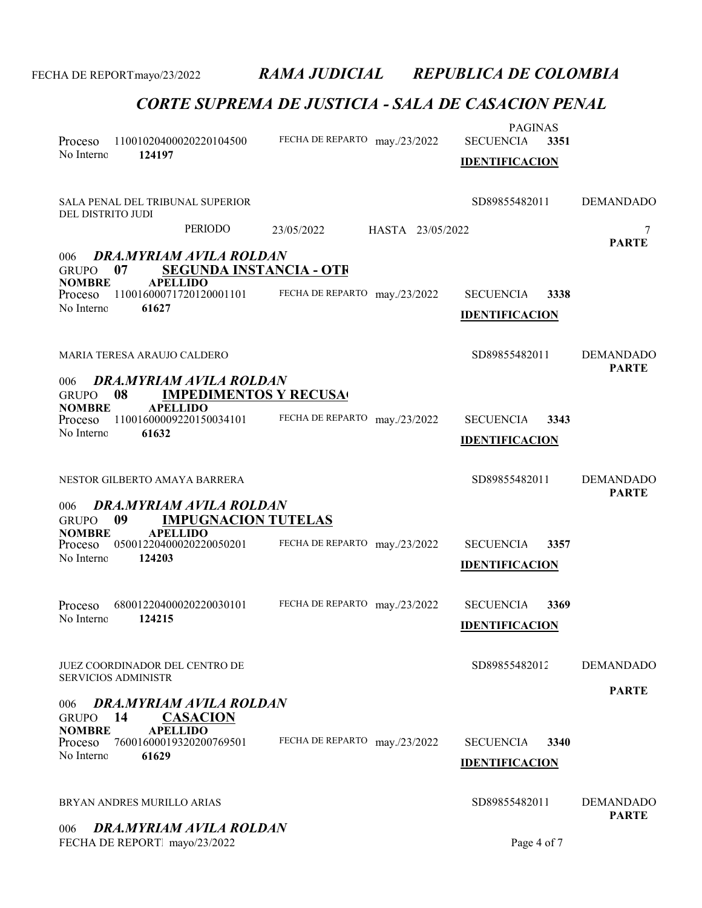# RAMA JUDICIAL REPUBLICA DE COLOMBIA

## CORTE SUPREMA DE JUSTICIA - SALA DE CASACION PENAL

FECHA DE REPORT mayo/23/2022

PAGINAS

Proceso 11001020400020220104500 FECHA DE REPARTO may./23/2022 SECUENCIA **3351**

No Interno **124197** **IDENTIFICACION**

SALA PENAL DEL TRIBUNAL SUPERIOR DEL DISTRITO JUDI — SD89855482011 — DEMANDADO

PERIODO 23/05/2022 HASTA 23/05/2022 — 7

**PARTE**

006 ***DRA.MYRIAM AVILA ROLDAN***

GRUPO **07** **SEGUNDA INSTANCIA - OTR**

**NOMBRE** **APELLIDO**

Proceso 11001600071720120001101 FECHA DE REPARTO may./23/2022 SECUENCIA **3338**

No Interno **61627** **IDENTIFICACION**

MARIA TERESA ARAUJO CALDERO — SD89855482011 — DEMANDADO **PARTE**

006 ***DRA.MYRIAM AVILA ROLDAN***

GRUPO **08** **IMPEDIMENTOS Y RECUSA(**

**NOMBRE** **APELLIDO**

Proceso 11001600009220150034101 FECHA DE REPARTO may./23/2022 SECUENCIA **3343**

No Interno **61632** **IDENTIFICACION**

NESTOR GILBERTO AMAYA BARRERA — SD89855482011 — DEMANDADO **PARTE**

006 ***DRA.MYRIAM AVILA ROLDAN***

GRUPO **09** **IMPUGNACION TUTELAS**

**NOMBRE** **APELLIDO**

Proceso 05001220400020220050201 FECHA DE REPARTO may./23/2022 SECUENCIA **3357**

No Interno **124203** **IDENTIFICACION**

Proceso 68001220400020220030101 FECHA DE REPARTO may./23/2022 SECUENCIA **3369**

No Interno **124215** **IDENTIFICACION**

JUEZ COORDINADOR DEL CENTRO DE SERVICIOS ADMINISTR — SD8985548201? — DEMANDADO

**PARTE**

006 ***DRA.MYRIAM AVILA ROLDAN***

GRUPO **14** **CASACION**

**NOMBRE** **APELLIDO**

Proceso 76001600019320200769501 FECHA DE REPARTO may./23/2022 SECUENCIA **3340**

No Interno **61629** **IDENTIFICACION**

BRYAN ANDRES MURILLO ARIAS — SD89855482011 — DEMANDADO **PARTE**

006 ***DRA.MYRIAM AVILA ROLDAN***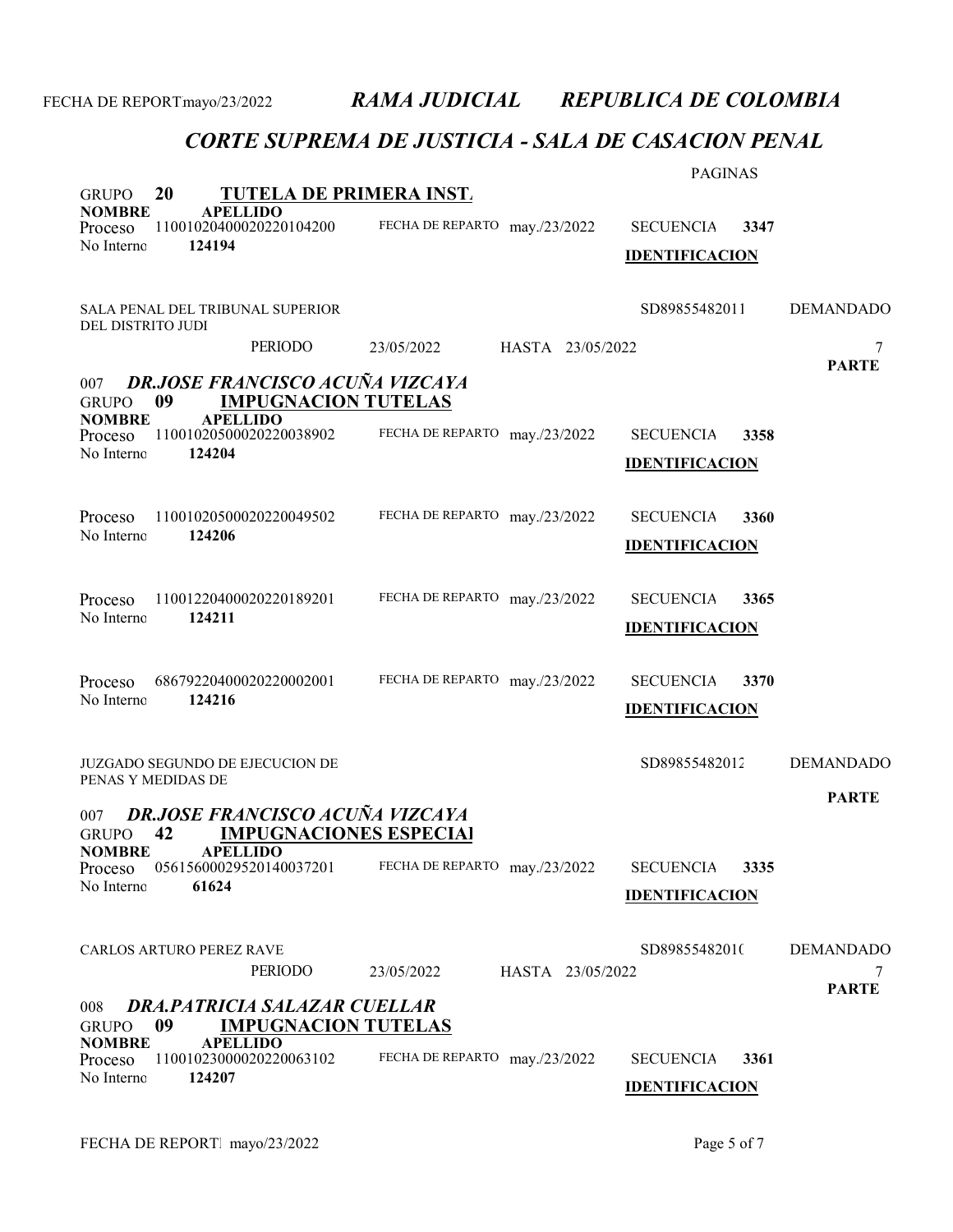*RAMA JUDICIAL REPUBLICA DE COLOMBIA*

## *CORTE SUPREMA DE JUSTICIA - SALA DE CASACION PENAL*

PAGINAS

GRUPO **20** **TUTELA DE PRIMERA INST.**

**NOMBRE** **APELLIDO**

Proceso 11001020400020220104200 FECHA DE REPARTO may./23/2022 SECUENCIA **3347**

No Interno **124194** **IDENTIFICACION**

SALA PENAL DEL TRIBUNAL SUPERIOR DEL DISTRITO JUDI SD89855482011 DEMANDADO

PERIODO 23/05/2022 HASTA 23/05/2022 7

**PARTE**

007 ***DR.JOSE FRANCISCO ACUÑA VIZCAYA***

GRUPO **09** **IMPUGNACION TUTELAS**

**NOMBRE** **APELLIDO**

Proceso 11001020500020220038902 FECHA DE REPARTO may./23/2022 SECUENCIA **3358**

No Interno **124204** **IDENTIFICACION**

Proceso 11001020500020220049502 FECHA DE REPARTO may./23/2022 SECUENCIA **3360**

No Interno **124206** **IDENTIFICACION**

Proceso 11001220400020220189201 FECHA DE REPARTO may./23/2022 SECUENCIA **3365**

No Interno **124211** **IDENTIFICACION**

Proceso 68679220400020220002001 FECHA DE REPARTO may./23/2022 SECUENCIA **3370**

No Interno **124216** **IDENTIFICACION**

JUZGADO SEGUNDO DE EJECUCION DE PENAS Y MEDIDAS DE SD89855482012 DEMANDADO

**PARTE**

007 ***DR.JOSE FRANCISCO ACUÑA VIZCAYA***

GRUPO **42** **IMPUGNACIONES ESPECIAL**

**NOMBRE** **APELLIDO**

Proceso 05615600029520140037201 FECHA DE REPARTO may./23/2022 SECUENCIA **3335**

No Interno **61624** **IDENTIFICACION**

CARLOS ARTURO PEREZ RAVE SD89855482010 DEMANDADO

PERIODO 23/05/2022 HASTA 23/05/2022 7

**PARTE**

008 ***DRA.PATRICIA SALAZAR CUELLAR***

GRUPO **09** **IMPUGNACION TUTELAS**

**NOMBRE** **APELLIDO**

Proceso 11001023000020220063102 FECHA DE REPARTO may./23/2022 SECUENCIA **3361**

No Interno **124207** **IDENTIFICACION**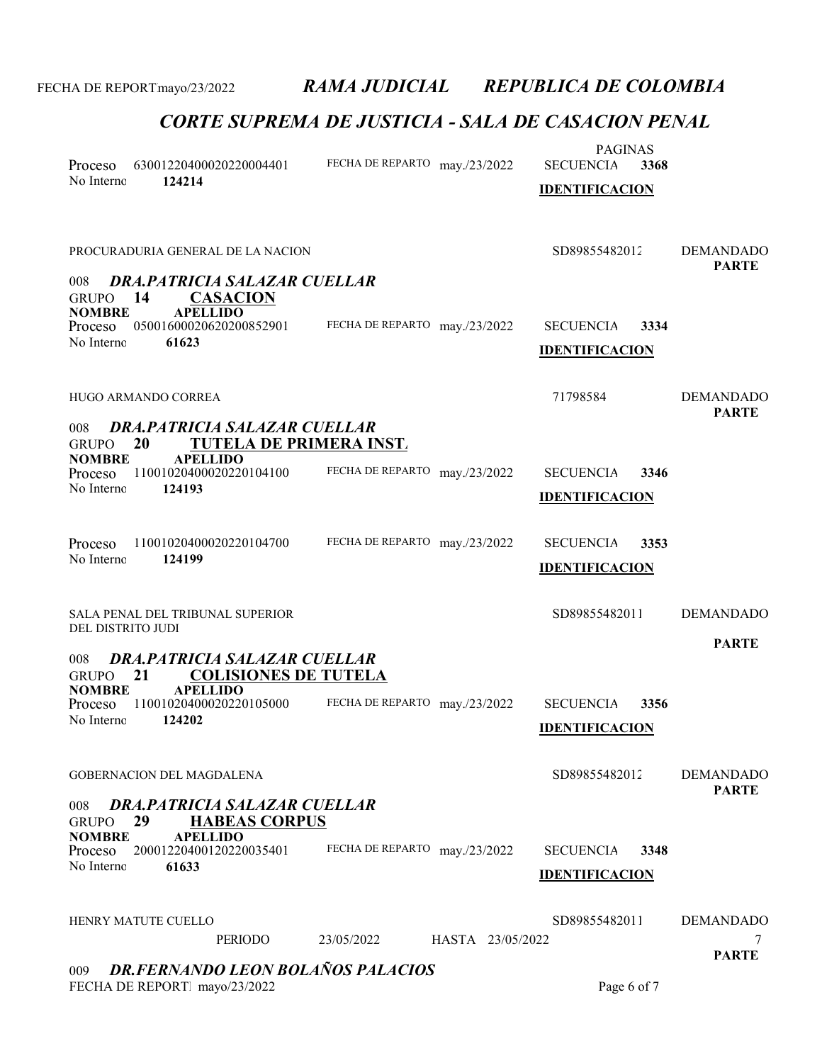## CORTE SUPREMA DE JUSTICIA - SALA DE CASACION PENAL

PAGINAS

Proceso 63001220400020220004401 FECHA DE REPARTO may./23/2022 SECUENCIA **3368**
No Interno **124214**

**IDENTIFICACION**

PROCURADURIA GENERAL DE LA NACION SD89855482012 DEMANDADO

**PARTE**

008 ***DRA.PATRICIA SALAZAR CUELLAR***

GRUPO **14** **CASACION**

**NOMBRE** **APELLIDO**

Proceso 05001600020620200852901 FECHA DE REPARTO may./23/2022 SECUENCIA **3334**
No Interno **61623**

**IDENTIFICACION**

HUGO ARMANDO CORREA 71798584 DEMANDADO

**PARTE**

008 ***DRA.PATRICIA SALAZAR CUELLAR***

GRUPO **20** **TUTELA DE PRIMERA INST.**

**NOMBRE** **APELLIDO**

Proceso 11001020400020220104100 FECHA DE REPARTO may./23/2022 SECUENCIA **3346**
No Interno **124193**

**IDENTIFICACION**

Proceso 11001020400020220104700 FECHA DE REPARTO may./23/2022 SECUENCIA **3353**
No Interno **124199**

**IDENTIFICACION**

SALA PENAL DEL TRIBUNAL SUPERIOR DEL DISTRITO JUDI SD89855482011 DEMANDADO

**PARTE**

008 ***DRA.PATRICIA SALAZAR CUELLAR***

GRUPO **21** **COLISIONES DE TUTELA**

**NOMBRE** **APELLIDO**

Proceso 11001020400020220105000 FECHA DE REPARTO may./23/2022 SECUENCIA **3356**
No Interno **124202**

**IDENTIFICACION**

GOBERNACION DEL MAGDALENA SD89855482012 DEMANDADO

**PARTE**

008 ***DRA.PATRICIA SALAZAR CUELLAR***

GRUPO **29** **HABEAS CORPUS**

**NOMBRE** **APELLIDO**

Proceso 20001220400120220035401 FECHA DE REPARTO may./23/2022 SECUENCIA **3348**
No Interno **61633**

**IDENTIFICACION**

HENRY MATUTE CUELLO SD89855482011 DEMANDADO

PERIODO 23/05/2022 HASTA 23/05/2022 7

**PARTE**

009 ***DR.FERNANDO LEON BOLAÑOS PALACIOS***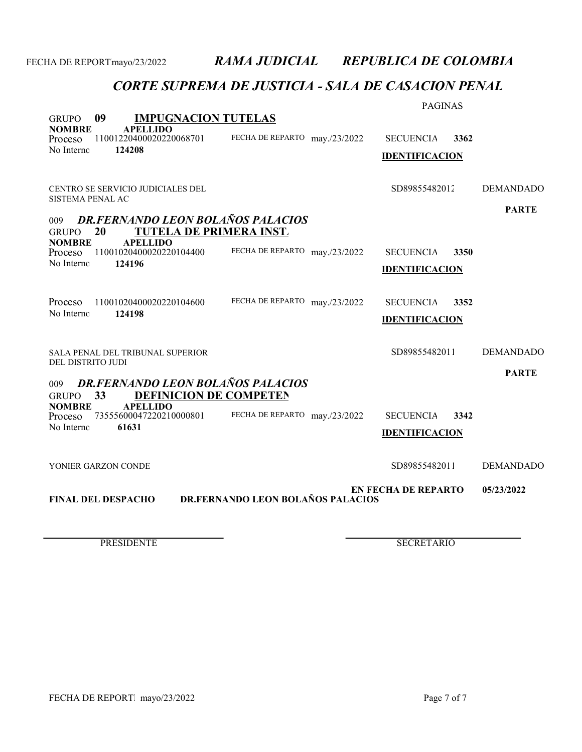FECHA DE REPORT mayo/23/2022 ***RAMA JUDICIAL REPUBLICA DE COLOMBIA***

## *CORTE SUPREMA DE JUSTICIA - SALA DE CASACION PENAL*

PAGINAS

GRUPO **09** **IMPUGNACION TUTELAS**

**NOMBRE** **APELLIDO**

Proceso 11001220400020220068701 FECHA DE REPARTO may./23/2022 SECUENCIA **3362**

No Interno **124208** **IDENTIFICACION**

CENTRO SE SERVICIO JUDICIALES DEL SISTEMA PENAL AC SD89855482012 DEMANDADO

**PARTE**

009 ***DR.FERNANDO LEON BOLAÑOS PALACIOS***

GRUPO **20** **TUTELA DE PRIMERA INST.**

**NOMBRE** **APELLIDO**

Proceso 11001020400020220104400 FECHA DE REPARTO may./23/2022 SECUENCIA **3350**

No Interno **124196** **IDENTIFICACION**

Proceso 11001020400020220104600 FECHA DE REPARTO may./23/2022 SECUENCIA **3352**

No Interno **124198** **IDENTIFICACION**

SALA PENAL DEL TRIBUNAL SUPERIOR DEL DISTRITO JUDI SD89855482011 DEMANDADO

**PARTE**

009 ***DR.FERNANDO LEON BOLAÑOS PALACIOS***

GRUPO **33** **DEFINICION DE COMPETEN**

**NOMBRE** **APELLIDO**

Proceso 73555600047220210000801 FECHA DE REPARTO may./23/2022 SECUENCIA **3342**

No Interno **61631** **IDENTIFICACION**

YONIER GARZON CONDE SD89855482011 DEMANDADO

**EN FECHA DE REPARTO** **05/23/2022**

**FINAL DEL DESPACHO** **DR.FERNANDO LEON BOLAÑOS PALACIOS**

PRESIDENTE SECRETARIO